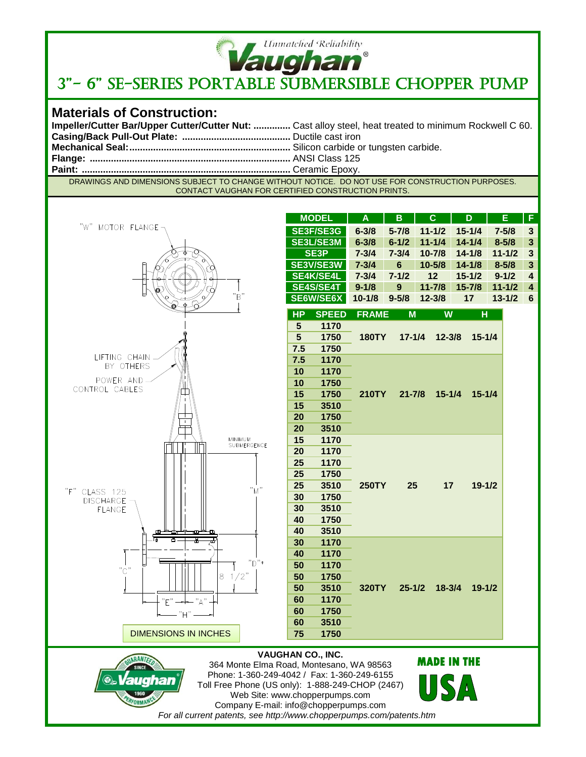Unmatched Reliability

Vaughan®

# 3"- 6" SE-SERIES PORTABLE SUBMERSIBLE CHOPPER PUMP

## Materials of Construction:

**Impeller/Cutter Bar/Upper Cutter/Cutter Nut: ..............** Cast alloy steel, heat treated to minimum Rockwell C 60.
**Casing/Back Pull-Out Plate: .........................................** Ductile cast iron
**Mechanical Seal:............................................................** Silicon carbide or tungsten carbide.
**Flange: ...........................................................................** ANSI Class 125
**Paint: .............................................................................** Ceramic Epoxy.

DRAWINGS AND DIMENSIONS SUBJECT TO CHANGE WITHOUT NOTICE. DO NOT USE FOR CONSTRUCTION PURPOSES. CONTACT VAUGHAN FOR CERTIFIED CONSTRUCTION PRINTS.

"W" MOTOR FLANGE

"B"

LIFTING CHAIN BY OTHERS

POWER AND CONTROL CABLES

MINIMUM SUBMERGENCE

"F" CLASS 125 DISCHARGE FLANGE

"M"

"C"

"D"*

8 1/2"

"E" "A"

"H"

DIMENSIONS IN INCHES

| MODEL | A | B | C | D | E | F |
|---|---|---|---|---|---|---|
| SE3F/SE3G | 6-3/8 | 5-7/8 | 11-1/2 | 15-1/4 | 7-5/8 | 3 |
| SE3L/SE3M | 6-3/8 | 6-1/2 | 11-1/4 | 14-1/4 | 8-5/8 | 3 |
| SE3P | 7-3/4 | 7-3/4 | 10-7/8 | 14-1/8 | 11-1/2 | 3 |
| SE3V/SE3W | 7-3/4 | 6 | 10-5/8 | 14-1/8 | 8-5/8 | 3 |
| SE4K/SE4L | 7-3/4 | 7-1/2 | 12 | 15-1/2 | 9-1/2 | 4 |
| SE4S/SE4T | 9-1/8 | 9 | 11-7/8 | 15-7/8 | 11-1/2 | 4 |
| SE6W/SE6X | 10-1/8 | 9-5/8 | 12-3/8 | 17 | 13-1/2 | 6 |

| HP | SPEED | FRAME | M | W | H |
|---|---|---|---|---|---|
| 5 | 1170 | 180TY | 17-1/4 | 12-3/8 | 15-1/4 |
| 5 | 1750 | | | | |
| 7.5 | 1750 | | | | |
| 7.5 | 1170 | 210TY | 21-7/8 | 15-1/4 | 15-1/4 |
| 10 | 1170 | | | | |
| 10 | 1750 | | | | |
| 15 | 1750 | | | | |
| 15 | 3510 | | | | |
| 20 | 1750 | | | | |
| 20 | 3510 | | | | |
| 15 | 1170 | 250TY | 25 | 17 | 19-1/2 |
| 20 | 1170 | | | | |
| 25 | 1170 | | | | |
| 25 | 1750 | | | | |
| 25 | 3510 | | | | |
| 30 | 1750 | | | | |
| 30 | 3510 | | | | |
| 40 | 1750 | | | | |
| 40 | 3510 | | | | |
| 30 | 1170 | 320TY | 25-1/2 | 18-3/4 | 19-1/2 |
| 40 | 1170 | | | | |
| 50 | 1170 | | | | |
| 50 | 1750 | | | | |
| 50 | 3510 | | | | |
| 60 | 1170 | | | | |
| 60 | 1750 | | | | |
| 60 | 3510 | | | | |
| 75 | 1750 | | | | |

GUARANTEED SINCE 1960 PERFORMANCE Vaughan®

**VAUGHAN CO., INC.**
364 Monte Elma Road, Montesano, WA 98563
Phone: 1-360-249-4042 / Fax: 1-360-249-6155
Toll Free Phone (US only): 1-888-249-CHOP (2467)
Web Site: www.chopperpumps.com
Company E-mail: info@chopperpumps.com

MADE IN THE USA

*For all current patents, see http://www.chopperpumps.com/patents.htm*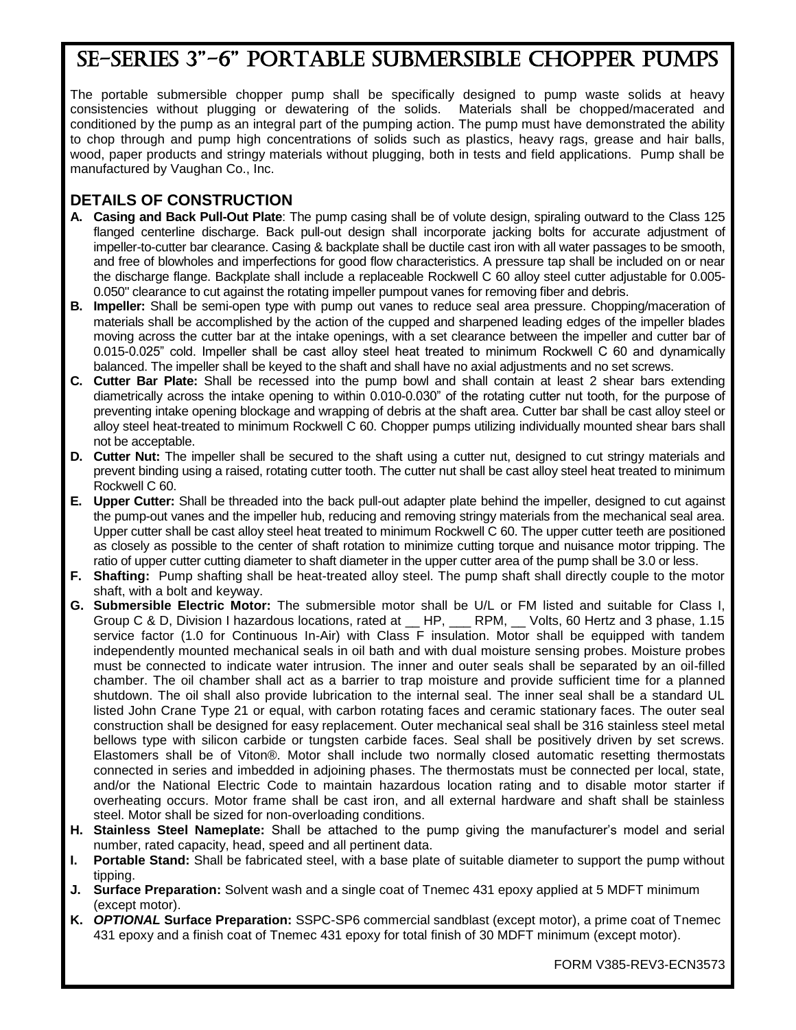# SE-SERIES 3"-6" PORTABLE SUBMERSIBLE CHOPPER PUMPS

The portable submersible chopper pump shall be specifically designed to pump waste solids at heavy consistencies without plugging or dewatering of the solids. Materials shall be chopped/macerated and conditioned by the pump as an integral part of the pumping action. The pump must have demonstrated the ability to chop through and pump high concentrations of solids such as plastics, heavy rags, grease and hair balls, wood, paper products and stringy materials without plugging, both in tests and field applications. Pump shall be manufactured by Vaughan Co., Inc.

## DETAILS OF CONSTRUCTION

**A. Casing and Back Pull-Out Plate**: The pump casing shall be of volute design, spiraling outward to the Class 125 flanged centerline discharge. Back pull-out design shall incorporate jacking bolts for accurate adjustment of impeller-to-cutter bar clearance. Casing & backplate shall be ductile cast iron with all water passages to be smooth, and free of blowholes and imperfections for good flow characteristics. A pressure tap shall be included on or near the discharge flange. Backplate shall include a replaceable Rockwell C 60 alloy steel cutter adjustable for 0.005-0.050" clearance to cut against the rotating impeller pumpout vanes for removing fiber and debris.

**B. Impeller:** Shall be semi-open type with pump out vanes to reduce seal area pressure. Chopping/maceration of materials shall be accomplished by the action of the cupped and sharpened leading edges of the impeller blades moving across the cutter bar at the intake openings, with a set clearance between the impeller and cutter bar of 0.015-0.025" cold. Impeller shall be cast alloy steel heat treated to minimum Rockwell C 60 and dynamically balanced. The impeller shall be keyed to the shaft and shall have no axial adjustments and no set screws.

**C. Cutter Bar Plate:** Shall be recessed into the pump bowl and shall contain at least 2 shear bars extending diametrically across the intake opening to within 0.010-0.030" of the rotating cutter nut tooth, for the purpose of preventing intake opening blockage and wrapping of debris at the shaft area. Cutter bar shall be cast alloy steel or alloy steel heat-treated to minimum Rockwell C 60. Chopper pumps utilizing individually mounted shear bars shall not be acceptable.

**D. Cutter Nut:** The impeller shall be secured to the shaft using a cutter nut, designed to cut stringy materials and prevent binding using a raised, rotating cutter tooth. The cutter nut shall be cast alloy steel heat treated to minimum Rockwell C 60.

**E. Upper Cutter:** Shall be threaded into the back pull-out adapter plate behind the impeller, designed to cut against the pump-out vanes and the impeller hub, reducing and removing stringy materials from the mechanical seal area. Upper cutter shall be cast alloy steel heat treated to minimum Rockwell C 60. The upper cutter teeth are positioned as closely as possible to the center of shaft rotation to minimize cutting torque and nuisance motor tripping. The ratio of upper cutter cutting diameter to shaft diameter in the upper cutter area of the pump shall be 3.0 or less.

**F. Shafting:** Pump shafting shall be heat-treated alloy steel. The pump shaft shall directly couple to the motor shaft, with a bolt and keyway.

**G. Submersible Electric Motor:** The submersible motor shall be U/L or FM listed and suitable for Class I, Group C & D, Division I hazardous locations, rated at __ HP, ___ RPM, __ Volts, 60 Hertz and 3 phase, 1.15 service factor (1.0 for Continuous In-Air) with Class F insulation. Motor shall be equipped with tandem independently mounted mechanical seals in oil bath and with dual moisture sensing probes. Moisture probes must be connected to indicate water intrusion. The inner and outer seals shall be separated by an oil-filled chamber. The oil chamber shall act as a barrier to trap moisture and provide sufficient time for a planned shutdown. The oil shall also provide lubrication to the internal seal. The inner seal shall be a standard UL listed John Crane Type 21 or equal, with carbon rotating faces and ceramic stationary faces. The outer seal construction shall be designed for easy replacement. Outer mechanical seal shall be 316 stainless steel metal bellows type with silicon carbide or tungsten carbide faces. Seal shall be positively driven by set screws. Elastomers shall be of Viton®. Motor shall include two normally closed automatic resetting thermostats connected in series and imbedded in adjoining phases. The thermostats must be connected per local, state, and/or the National Electric Code to maintain hazardous location rating and to disable motor starter if overheating occurs. Motor frame shall be cast iron, and all external hardware and shaft shall be stainless steel. Motor shall be sized for non-overloading conditions.

**H. Stainless Steel Nameplate:** Shall be attached to the pump giving the manufacturer's model and serial number, rated capacity, head, speed and all pertinent data.

**I. Portable Stand:** Shall be fabricated steel, with a base plate of suitable diameter to support the pump without tipping.

**J. Surface Preparation:** Solvent wash and a single coat of Tnemec 431 epoxy applied at 5 MDFT minimum (except motor).

**K. *OPTIONAL* Surface Preparation:** SSPC-SP6 commercial sandblast (except motor), a prime coat of Tnemec 431 epoxy and a finish coat of Tnemec 431 epoxy for total finish of 30 MDFT minimum (except motor).

FORM V385-REV3-ECN3573